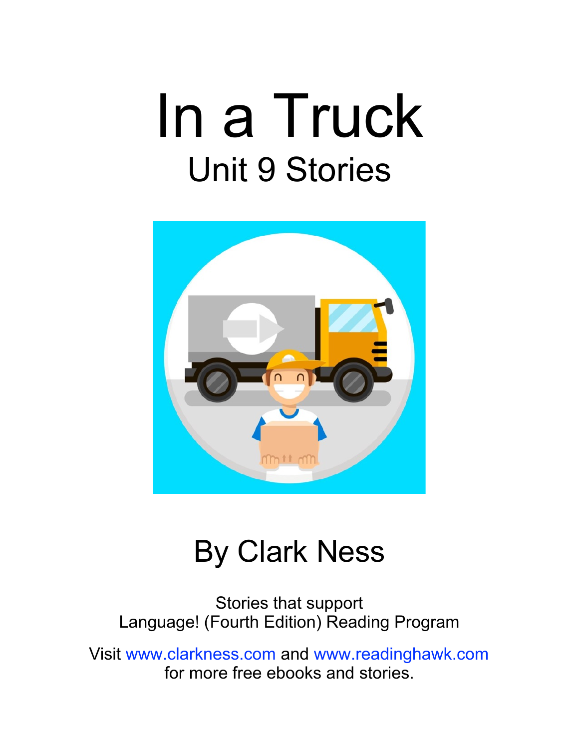# In a Truck

## Unit 9 Stories

By Clark Ness

Stories that support
Language! (Fourth Edition) Reading Program

Visit www.clarkness.com and www.readinghawk.com
for more free ebooks and stories.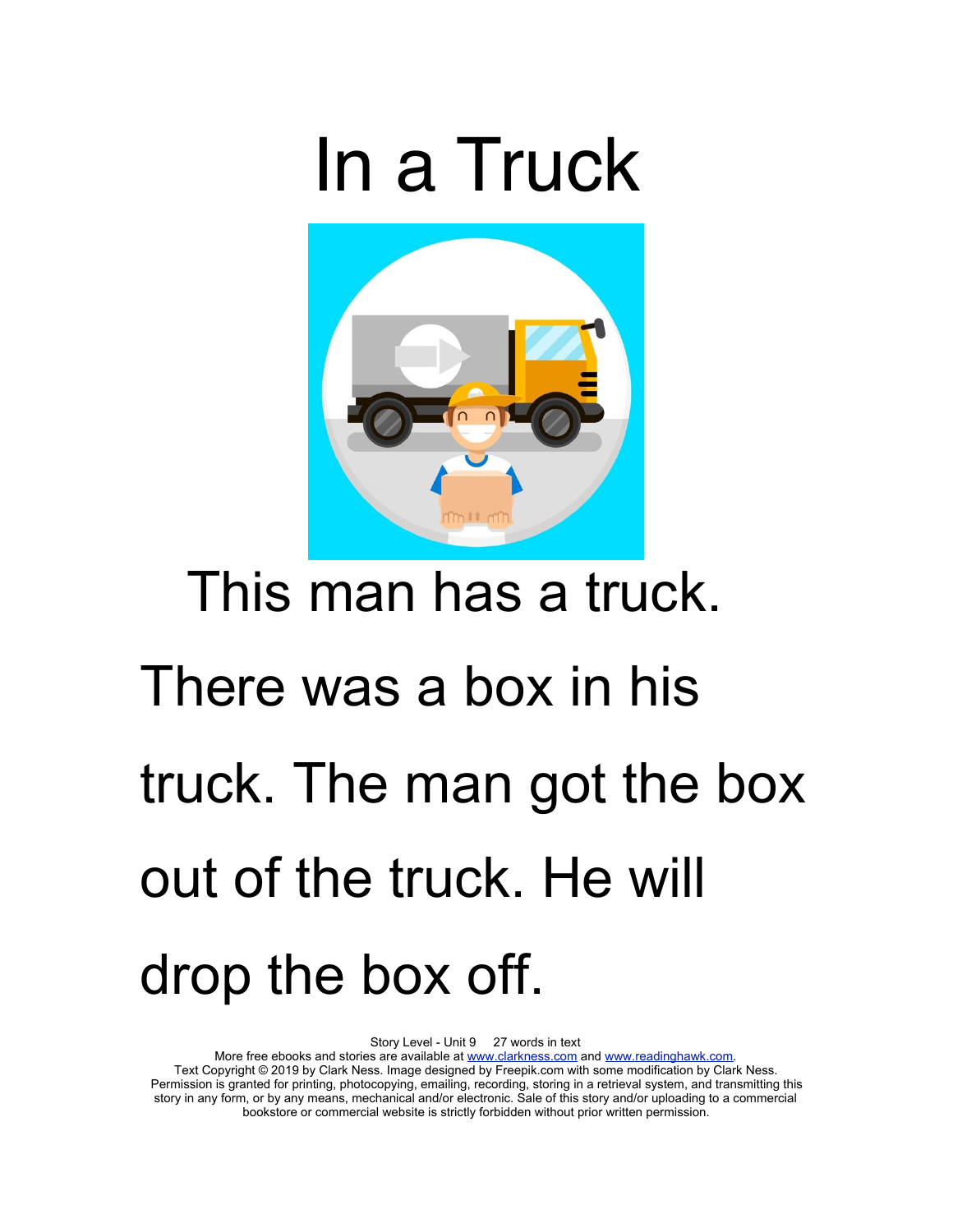# In a Truck

This man has a truck. There was a box in his truck. The man got the box out of the truck. He will drop the box off.

Story Level - Unit 9     27 words in text

More free ebooks and stories are available at www.clarkness.com and www.readinghawk.com.
Text Copyright © 2019 by Clark Ness. Image designed by Freepik.com with some modification by Clark Ness. Permission is granted for printing, photocopying, emailing, recording, storing in a retrieval system, and transmitting this story in any form, or by any means, mechanical and/or electronic. Sale of this story and/or uploading to a commercial bookstore or commercial website is strictly forbidden without prior written permission.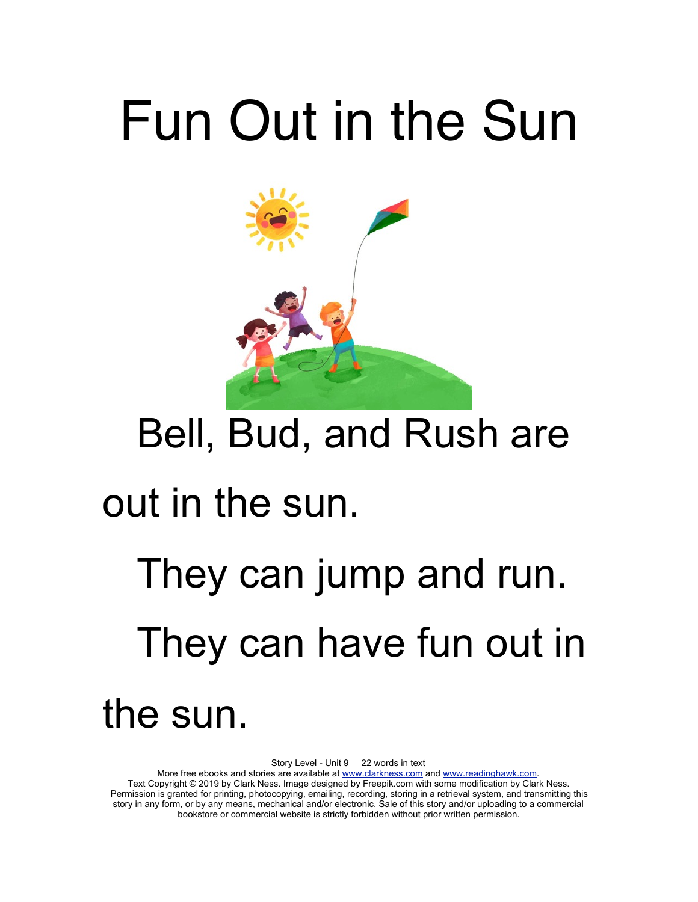# Fun Out in the Sun

Bell, Bud, and Rush are out in the sun.

They can jump and run.

They can have fun out in the sun.

Story Level - Unit 9     22 words in text
More free ebooks and stories are available at www.clarkness.com and www.readinghawk.com.
Text Copyright © 2019 by Clark Ness. Image designed by Freepik.com with some modification by Clark Ness.
Permission is granted for printing, photocopying, emailing, recording, storing in a retrieval system, and transmitting this story in any form, or by any means, mechanical and/or electronic. Sale of this story and/or uploading to a commercial bookstore or commercial website is strictly forbidden without prior written permission.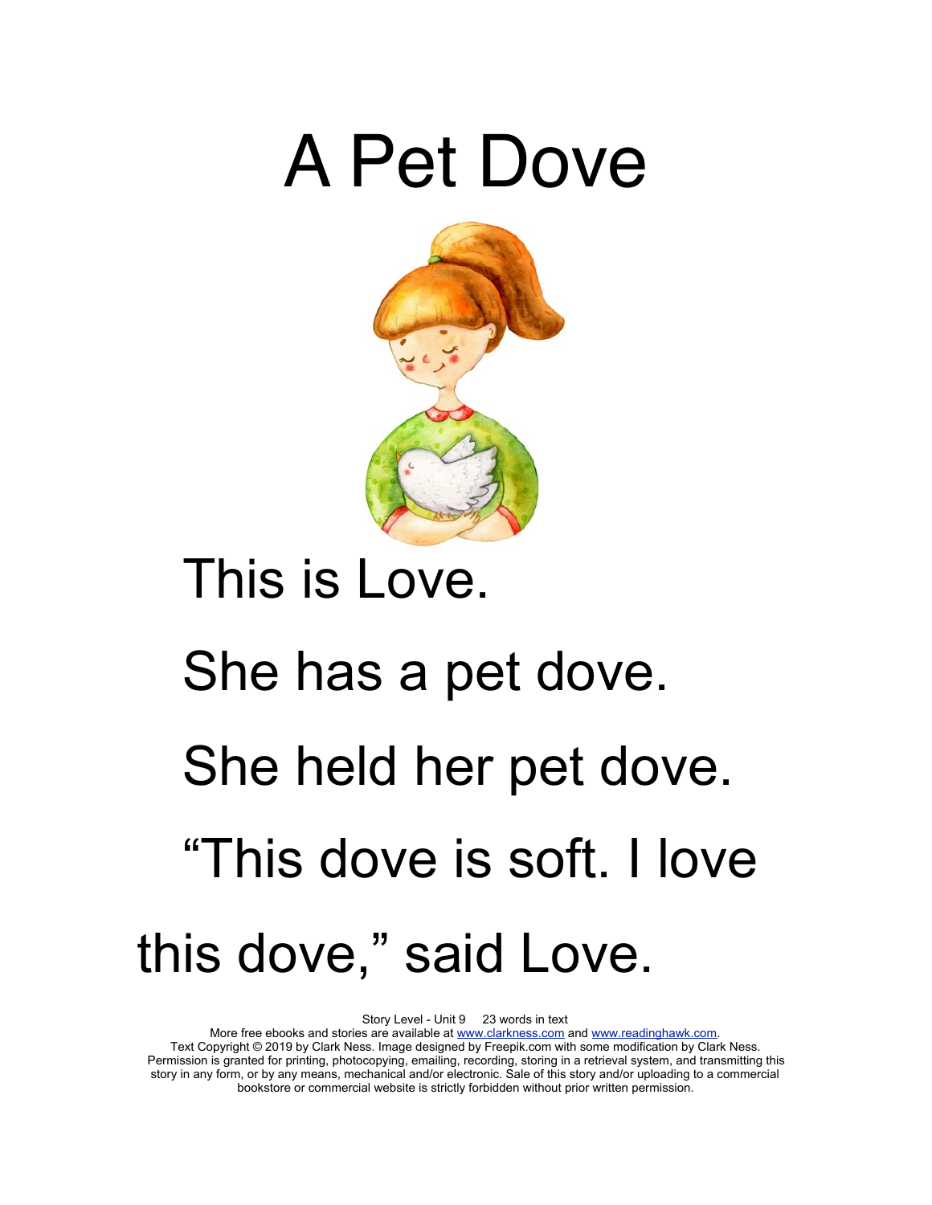# A Pet Dove

This is Love.

She has a pet dove.

She held her pet dove.

"This dove is soft. I love this dove," said Love.

Story Level - Unit 9 23 words in text
More free ebooks and stories are available at www.clarkness.com and www.readinghawk.com.
Text Copyright © 2019 by Clark Ness. Image designed by Freepik.com with some modification by Clark Ness. Permission is granted for printing, photocopying, emailing, recording, storing in a retrieval system, and transmitting this story in any form, or by any means, mechanical and/or electronic. Sale of this story and/or uploading to a commercial bookstore or commercial website is strictly forbidden without prior written permission.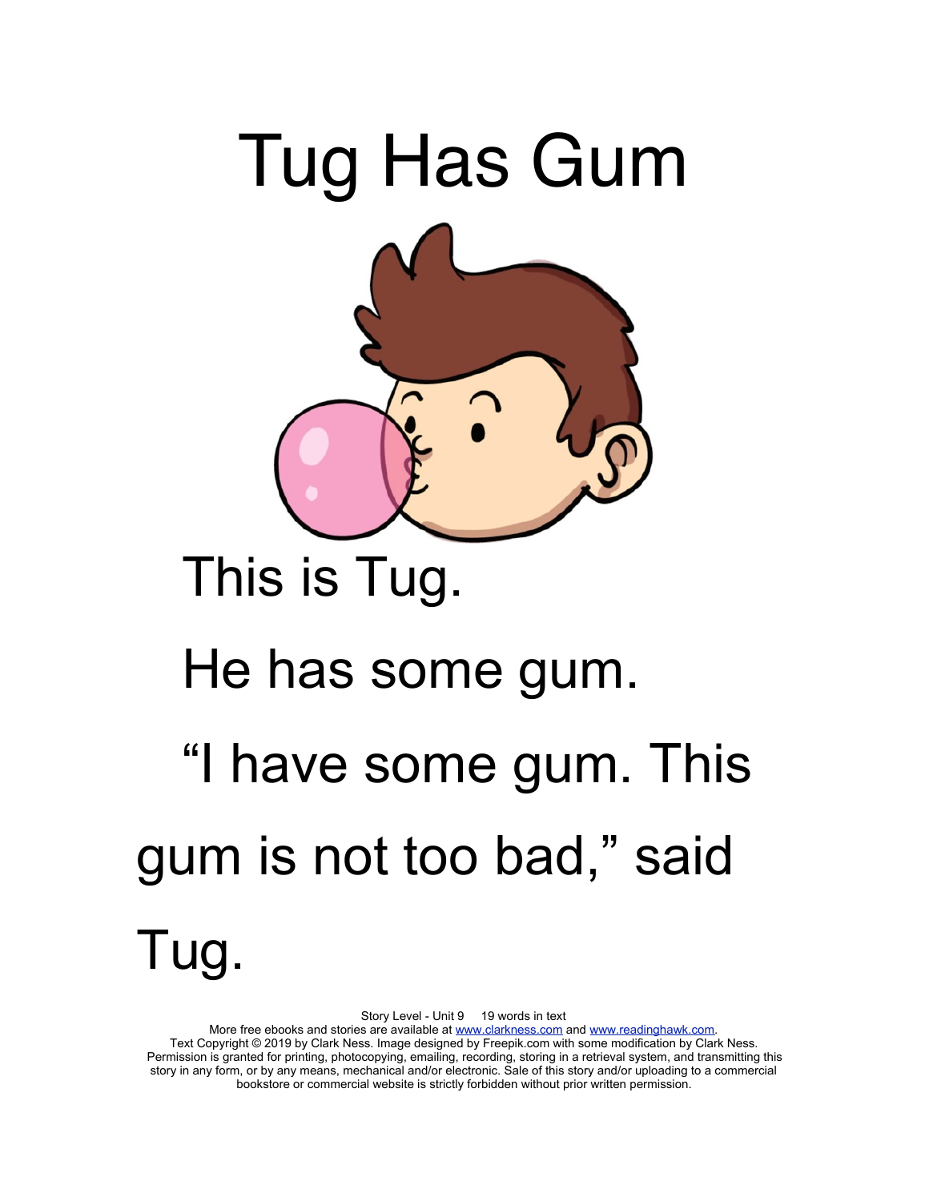# Tug Has Gum

This is Tug.

He has some gum.

"I have some gum. This gum is not too bad," said Tug.

Story Level - Unit 9 19 words in text
More free ebooks and stories are available at www.clarkness.com and www.readinghawk.com.
Text Copyright © 2019 by Clark Ness. Image designed by Freepik.com with some modification by Clark Ness. Permission is granted for printing, photocopying, emailing, recording, storing in a retrieval system, and transmitting this story in any form, or by any means, mechanical and/or electronic. Sale of this story and/or uploading to a commercial bookstore or commercial website is strictly forbidden without prior written permission.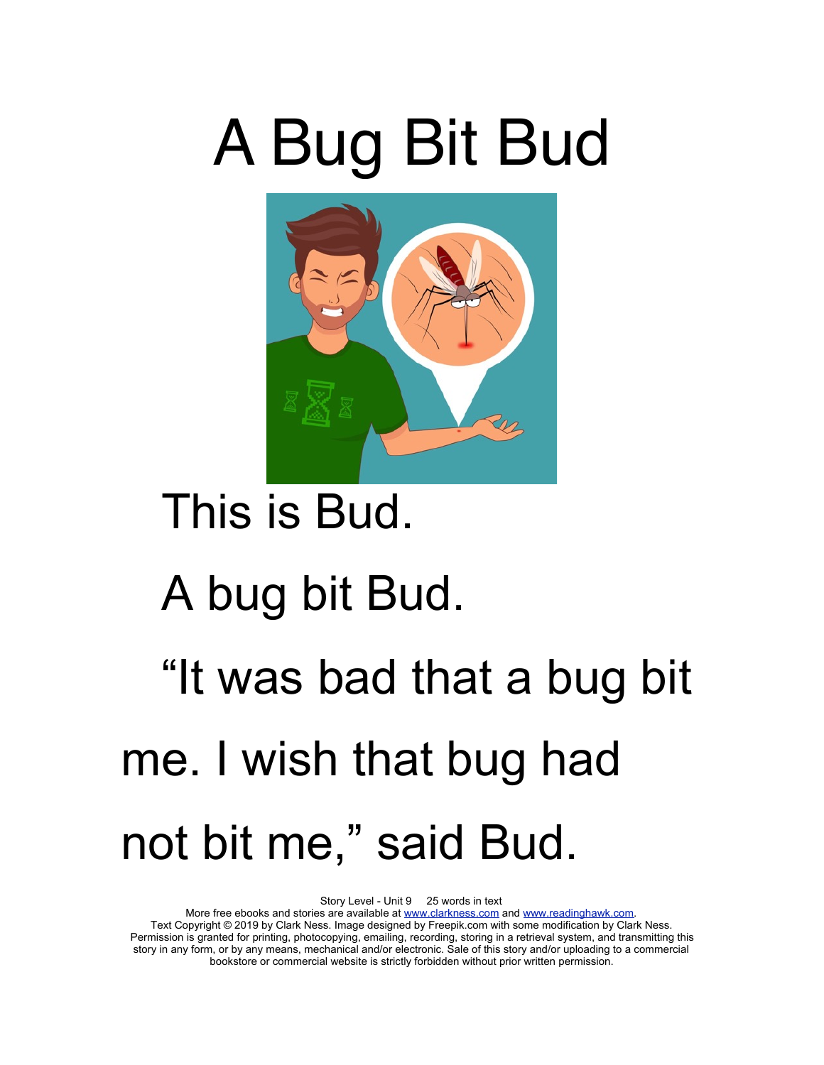# A Bug Bit Bud

This is Bud.

A bug bit Bud.

"It was bad that a bug bit me. I wish that bug had not bit me," said Bud.

Story Level - Unit 9 25 words in text

More free ebooks and stories are available at www.clarkness.com and www.readinghawk.com.

Text Copyright © 2019 by Clark Ness. Image designed by Freepik.com with some modification by Clark Ness. Permission is granted for printing, photocopying, emailing, recording, storing in a retrieval system, and transmitting this story in any form, or by any means, mechanical and/or electronic. Sale of this story and/or uploading to a commercial bookstore or commercial website is strictly forbidden without prior written permission.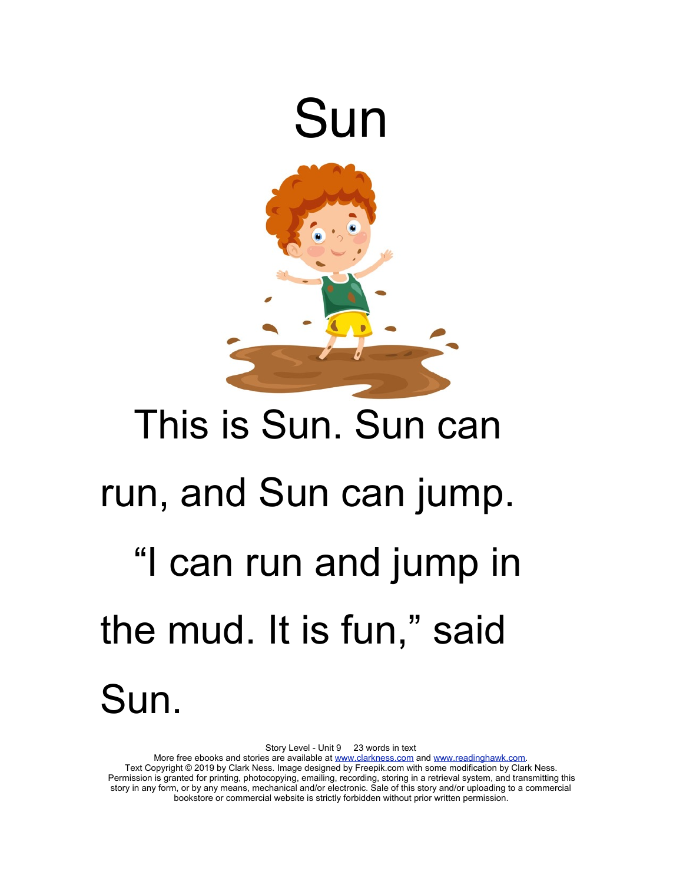# Sun

This is Sun. Sun can run, and Sun can jump.

"I can run and jump in the mud. It is fun," said Sun.

Story Level - Unit 9 23 words in text
More free ebooks and stories are available at www.clarkness.com and www.readinghawk.com.
Text Copyright © 2019 by Clark Ness. Image designed by Freepik.com with some modification by Clark Ness.
Permission is granted for printing, photocopying, emailing, recording, storing in a retrieval system, and transmitting this story in any form, or by any means, mechanical and/or electronic. Sale of this story and/or uploading to a commercial bookstore or commercial website is strictly forbidden without prior written permission.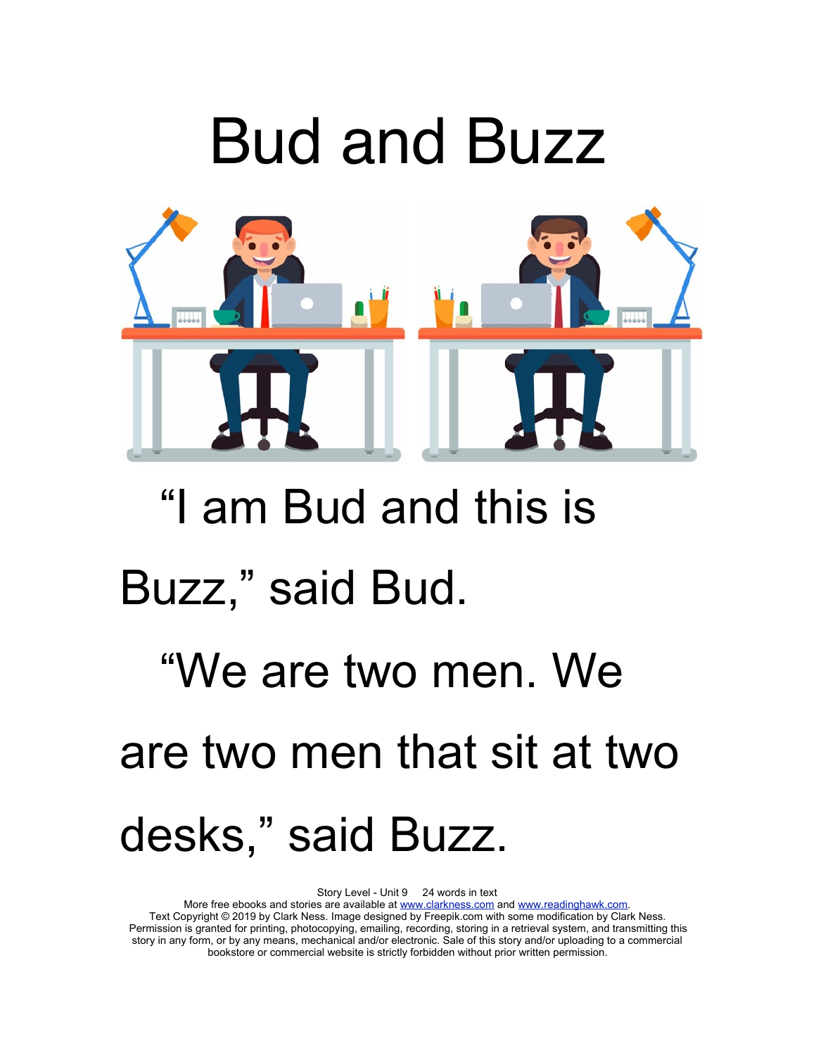# Bud and Buzz

"I am Bud and this is Buzz," said Bud.

"We are two men. We are two men that sit at two desks," said Buzz.

Story Level - Unit 9     24 words in text
More free ebooks and stories are available at www.clarkness.com and www.readinghawk.com.
Text Copyright © 2019 by Clark Ness. Image designed by Freepik.com with some modification by Clark Ness.
Permission is granted for printing, photocopying, emailing, recording, storing in a retrieval system, and transmitting this story in any form, or by any means, mechanical and/or electronic. Sale of this story and/or uploading to a commercial bookstore or commercial website is strictly forbidden without prior written permission.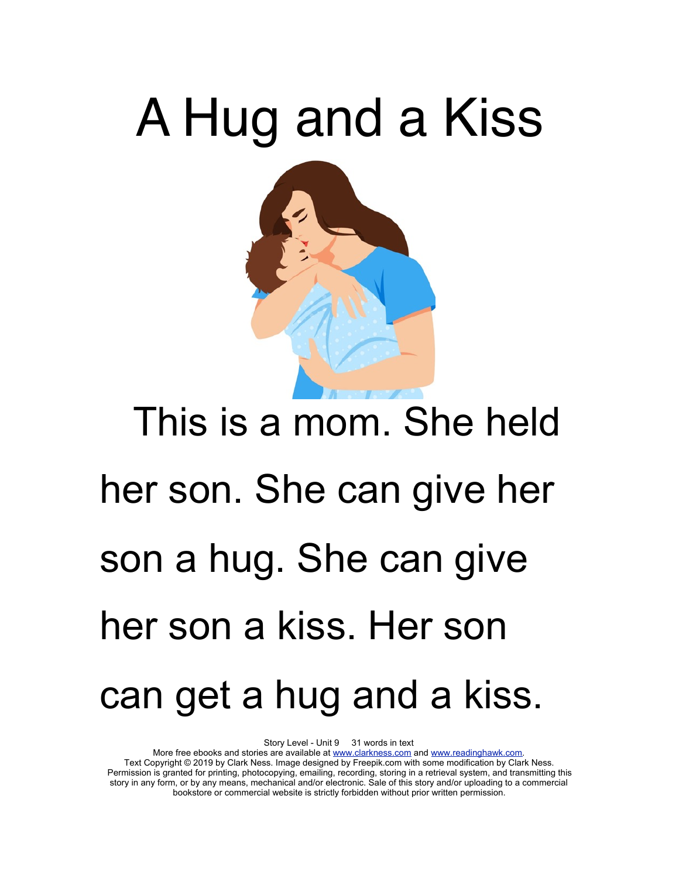# A Hug and a Kiss

This is a mom. She held her son. She can give her son a hug. She can give her son a kiss. Her son can get a hug and a kiss.

Story Level - Unit 9     31 words in text
More free ebooks and stories are available at www.clarkness.com and www.readinghawk.com.
Text Copyright © 2019 by Clark Ness. Image designed by Freepik.com with some modification by Clark Ness.
Permission is granted for printing, photocopying, emailing, recording, storing in a retrieval system, and transmitting this story in any form, or by any means, mechanical and/or electronic. Sale of this story and/or uploading to a commercial bookstore or commercial website is strictly forbidden without prior written permission.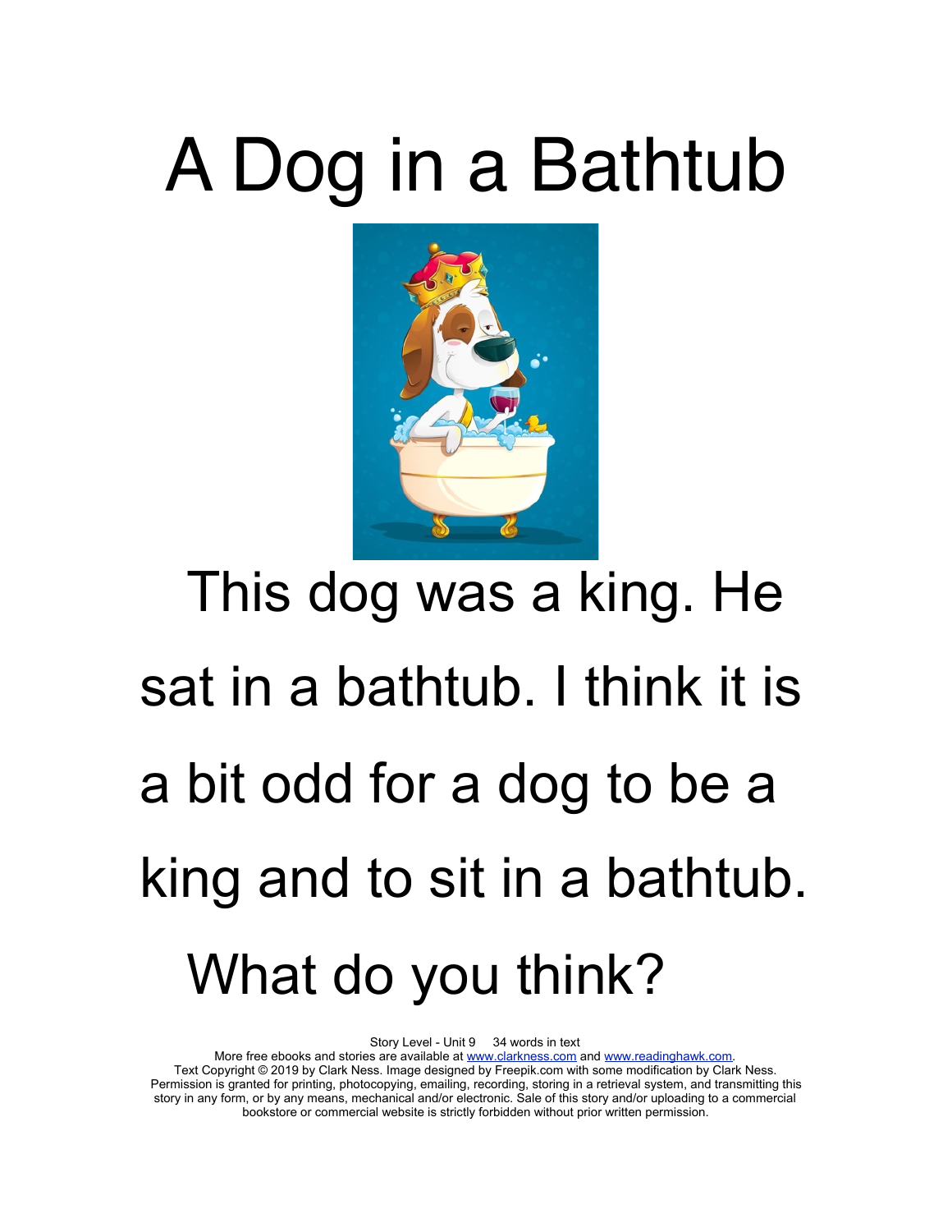# A Dog in a Bathtub

This dog was a king. He sat in a bathtub. I think it is a bit odd for a dog to be a king and to sit in a bathtub. What do you think?

Story Level - Unit 9    34 words in text
More free ebooks and stories are available at www.clarkness.com and www.readinghawk.com.
Text Copyright © 2019 by Clark Ness. Image designed by Freepik.com with some modification by Clark Ness. Permission is granted for printing, photocopying, emailing, recording, storing in a retrieval system, and transmitting this story in any form, or by any means, mechanical and/or electronic. Sale of this story and/or uploading to a commercial bookstore or commercial website is strictly forbidden without prior written permission.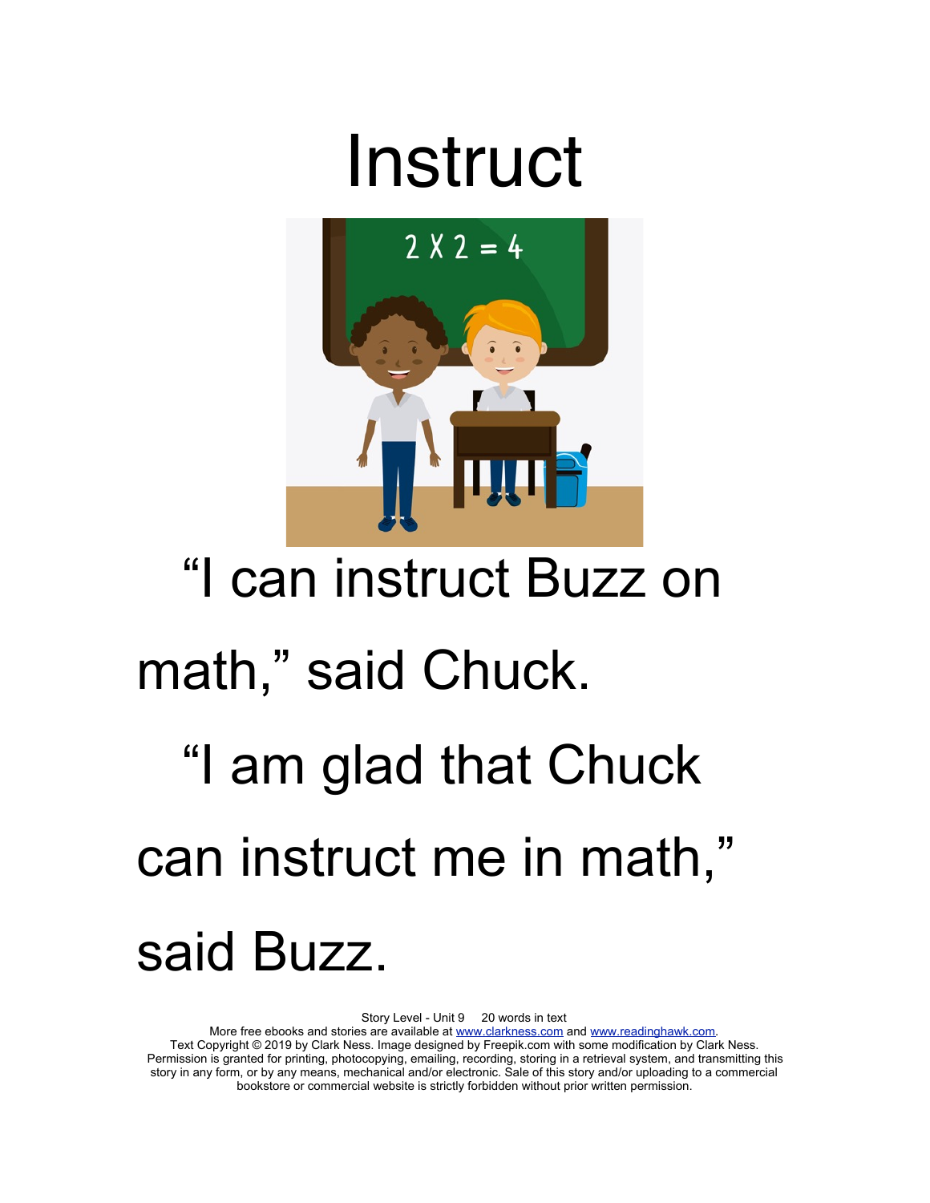# Instruct

"I can instruct Buzz on math," said Chuck.

"I am glad that Chuck can instruct me in math," said Buzz.

Story Level - Unit 9     20 words in text
More free ebooks and stories are available at www.clarkness.com and www.readinghawk.com.
Text Copyright © 2019 by Clark Ness. Image designed by Freepik.com with some modification by Clark Ness.
Permission is granted for printing, photocopying, emailing, recording, storing in a retrieval system, and transmitting this story in any form, or by any means, mechanical and/or electronic. Sale of this story and/or uploading to a commercial bookstore or commercial website is strictly forbidden without prior written permission.